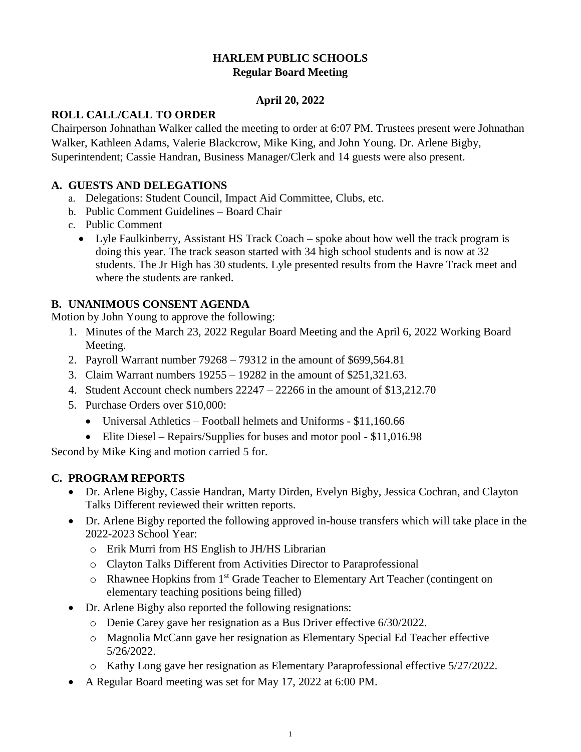# HARLEM PUBLIC SCHOOLS
## Regular Board Meeting

**April 20, 2022**

### ROLL CALL/CALL TO ORDER

Chairperson Johnathan Walker called the meeting to order at 6:07 PM. Trustees present were Johnathan Walker, Kathleen Adams, Valerie Blackcrow, Mike King, and John Young. Dr. Arlene Bigby, Superintendent; Cassie Handran, Business Manager/Clerk and 14 guests were also present.

### A. GUESTS AND DELEGATIONS

a. Delegations: Student Council, Impact Aid Committee, Clubs, etc.
b. Public Comment Guidelines – Board Chair
c. Public Comment
   - Lyle Faulkinberry, Assistant HS Track Coach – spoke about how well the track program is doing this year. The track season started with 34 high school students and is now at 32 students. The Jr High has 30 students. Lyle presented results from the Havre Track meet and where the students are ranked.

### B. UNANIMOUS CONSENT AGENDA

Motion by John Young to approve the following:

1. Minutes of the March 23, 2022 Regular Board Meeting and the April 6, 2022 Working Board Meeting.
2. Payroll Warrant number 79268 – 79312 in the amount of $699,564.81
3. Claim Warrant numbers 19255 – 19282 in the amount of $251,321.63.
4. Student Account check numbers 22247 – 22266 in the amount of $13,212.70
5. Purchase Orders over $10,000:
   - Universal Athletics – Football helmets and Uniforms - $11,160.66
   - Elite Diesel – Repairs/Supplies for buses and motor pool - $11,016.98

Second by Mike King and motion carried 5 for.

### C. PROGRAM REPORTS

- Dr. Arlene Bigby, Cassie Handran, Marty Dirden, Evelyn Bigby, Jessica Cochran, and Clayton Talks Different reviewed their written reports.
- Dr. Arlene Bigby reported the following approved in-house transfers which will take place in the 2022-2023 School Year:
  - Erik Murri from HS English to JH/HS Librarian
  - Clayton Talks Different from Activities Director to Paraprofessional
  - Rhawnee Hopkins from 1st Grade Teacher to Elementary Art Teacher (contingent on elementary teaching positions being filled)
- Dr. Arlene Bigby also reported the following resignations:
  - Denie Carey gave her resignation as a Bus Driver effective 6/30/2022.
  - Magnolia McCann gave her resignation as Elementary Special Ed Teacher effective 5/26/2022.
  - Kathy Long gave her resignation as Elementary Paraprofessional effective 5/27/2022.
- A Regular Board meeting was set for May 17, 2022 at 6:00 PM.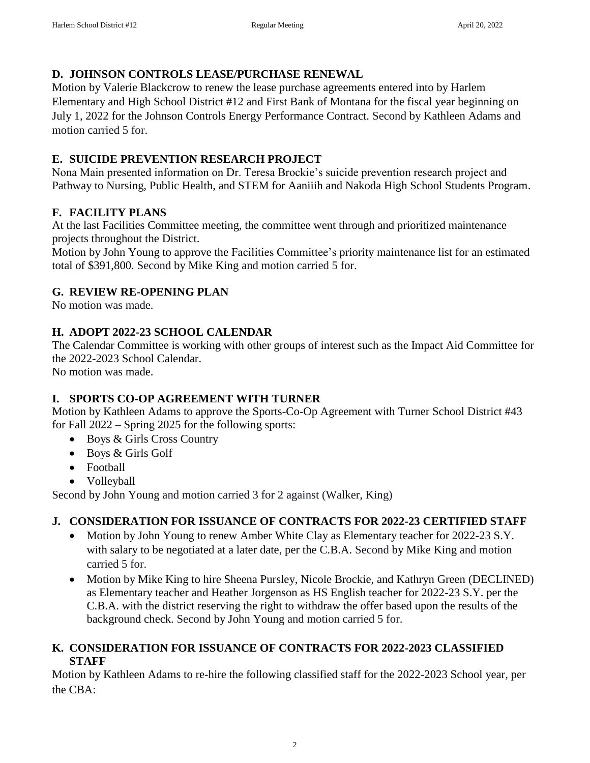## D. JOHNSON CONTROLS LEASE/PURCHASE RENEWAL

Motion by Valerie Blackcrow to renew the lease purchase agreements entered into by Harlem Elementary and High School District #12 and First Bank of Montana for the fiscal year beginning on July 1, 2022 for the Johnson Controls Energy Performance Contract. Second by Kathleen Adams and motion carried 5 for.

## E. SUICIDE PREVENTION RESEARCH PROJECT

Nona Main presented information on Dr. Teresa Brockie's suicide prevention research project and Pathway to Nursing, Public Health, and STEM for Aaniiih and Nakoda High School Students Program.

## F. FACILITY PLANS

At the last Facilities Committee meeting, the committee went through and prioritized maintenance projects throughout the District.

Motion by John Young to approve the Facilities Committee's priority maintenance list for an estimated total of $391,800. Second by Mike King and motion carried 5 for.

## G. REVIEW RE-OPENING PLAN

No motion was made.

## H. ADOPT 2022-23 SCHOOL CALENDAR

The Calendar Committee is working with other groups of interest such as the Impact Aid Committee for the 2022-2023 School Calendar.

No motion was made.

## I. SPORTS CO-OP AGREEMENT WITH TURNER

Motion by Kathleen Adams to approve the Sports-Co-Op Agreement with Turner School District #43 for Fall 2022 – Spring 2025 for the following sports:

- Boys & Girls Cross Country
- Boys & Girls Golf
- Football
- Volleyball

Second by John Young and motion carried 3 for 2 against (Walker, King)

## J. CONSIDERATION FOR ISSUANCE OF CONTRACTS FOR 2022-23 CERTIFIED STAFF

- Motion by John Young to renew Amber White Clay as Elementary teacher for 2022-23 S.Y. with salary to be negotiated at a later date, per the C.B.A. Second by Mike King and motion carried 5 for.
- Motion by Mike King to hire Sheena Pursley, Nicole Brockie, and Kathryn Green (DECLINED) as Elementary teacher and Heather Jorgenson as HS English teacher for 2022-23 S.Y. per the C.B.A. with the district reserving the right to withdraw the offer based upon the results of the background check. Second by John Young and motion carried 5 for.

## K. CONSIDERATION FOR ISSUANCE OF CONTRACTS FOR 2022-2023 CLASSIFIED STAFF

Motion by Kathleen Adams to re-hire the following classified staff for the 2022-2023 School year, per the CBA: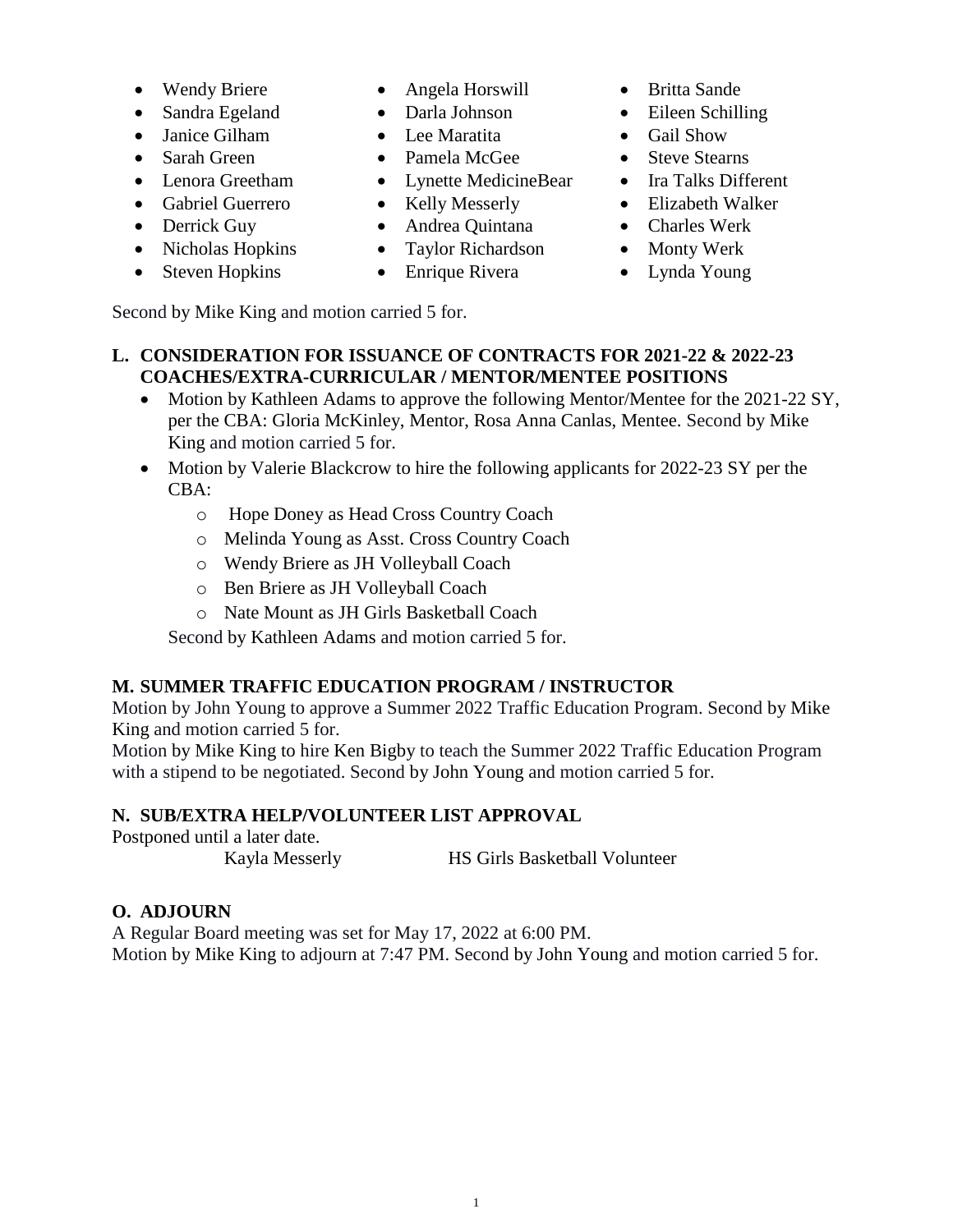- Wendy Briere
- Sandra Egeland
- Janice Gilham
- Sarah Green
- Lenora Greetham
- Gabriel Guerrero
- Derrick Guy
- Nicholas Hopkins
- Steven Hopkins
- Angela Horswill
- Darla Johnson
- Lee Maratita
- Pamela McGee
- Lynette MedicineBear
- Kelly Messerly
- Andrea Quintana
- Taylor Richardson
- Enrique Rivera
- Britta Sande
- Eileen Schilling
- Gail Show
- Steve Stearns
- Ira Talks Different
- Elizabeth Walker
- Charles Werk
- Monty Werk
- Lynda Young

Second by Mike King and motion carried 5 for.

**L. CONSIDERATION FOR ISSUANCE OF CONTRACTS FOR 2021-22 & 2022-23 COACHES/EXTRA-CURRICULAR / MENTOR/MENTEE POSITIONS**

- Motion by Kathleen Adams to approve the following Mentor/Mentee for the 2021-22 SY, per the CBA: Gloria McKinley, Mentor, Rosa Anna Canlas, Mentee. Second by Mike King and motion carried 5 for.
- Motion by Valerie Blackcrow to hire the following applicants for 2022-23 SY per the CBA:
  - Hope Doney as Head Cross Country Coach
  - Melinda Young as Asst. Cross Country Coach
  - Wendy Briere as JH Volleyball Coach
  - Ben Briere as JH Volleyball Coach
  - Nate Mount as JH Girls Basketball Coach

  Second by Kathleen Adams and motion carried 5 for.

**M. SUMMER TRAFFIC EDUCATION PROGRAM / INSTRUCTOR**

Motion by John Young to approve a Summer 2022 Traffic Education Program. Second by Mike King and motion carried 5 for.

Motion by Mike King to hire Ken Bigby to teach the Summer 2022 Traffic Education Program with a stipend to be negotiated. Second by John Young and motion carried 5 for.

**N. SUB/EXTRA HELP/VOLUNTEER LIST APPROVAL**

Postponed until a later date.

Kayla Messerly HS Girls Basketball Volunteer

**O. ADJOURN**

A Regular Board meeting was set for May 17, 2022 at 6:00 PM.

Motion by Mike King to adjourn at 7:47 PM. Second by John Young and motion carried 5 for.